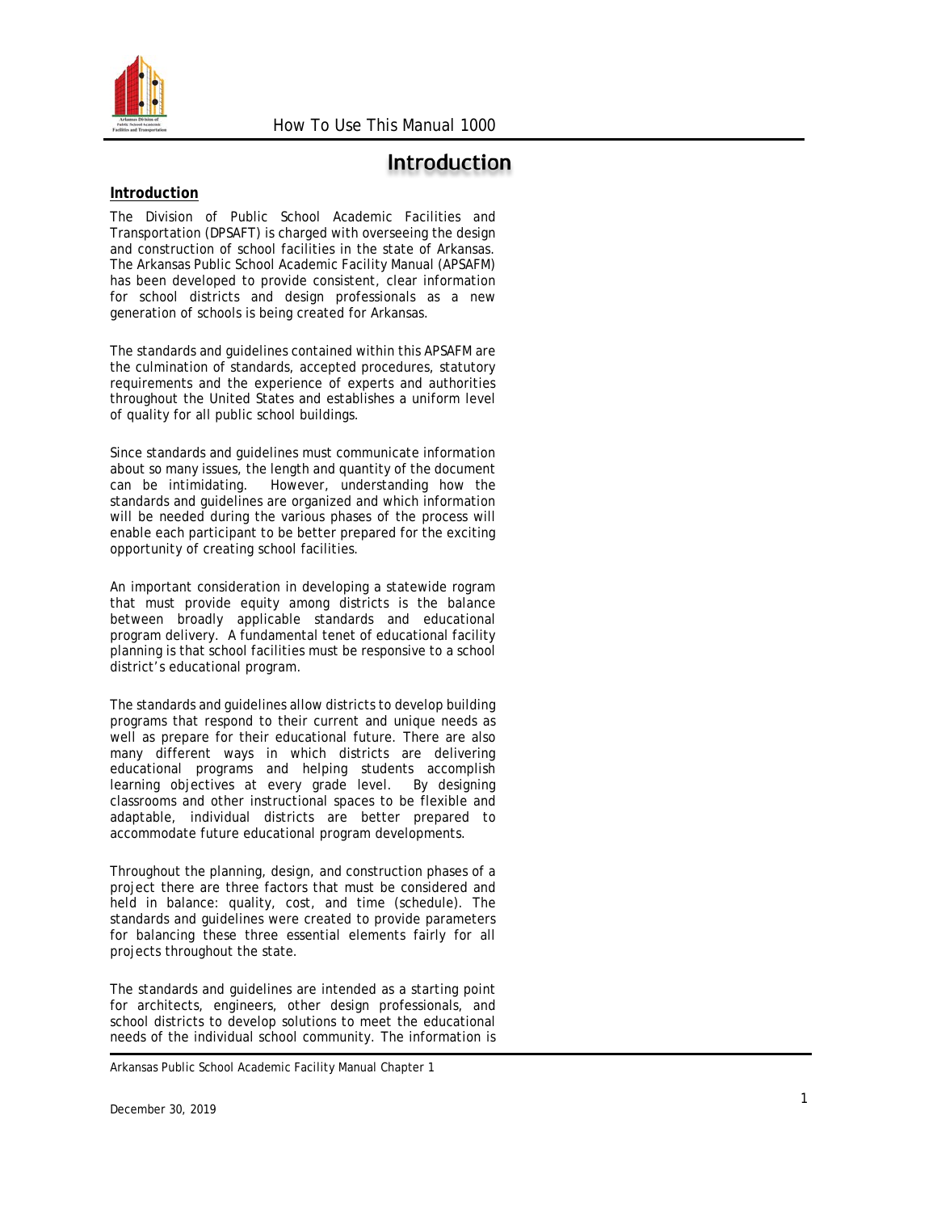# Introduction

**Introduction**

The Division of Public School Academic Facilities and Transportation (DPSAFT) is charged with overseeing the design and construction of school facilities in the state of Arkansas. The Arkansas Public School Academic Facility Manual (APSAFM) has been developed to provide consistent, clear information for school districts and design professionals as a new generation of schools is being created for Arkansas.

The standards and guidelines contained within this APSAFM are the culmination of standards, accepted procedures, statutory requirements and the experience of experts and authorities throughout the United States and establishes a uniform level of quality for all public school buildings.

Since standards and guidelines must communicate information about so many issues, the length and quantity of the document can be intimidating. However, understanding how the standards and guidelines are organized and which information will be needed during the various phases of the process will enable each participant to be better prepared for the exciting opportunity of creating school facilities.

An important consideration in developing a statewide rogram that must provide equity among districts is the balance between broadly applicable standards and educational program delivery. A fundamental tenet of educational facility planning is that school facilities must be responsive to a school district's educational program.

The standards and guidelines allow districts to develop building programs that respond to their current and unique needs as well as prepare for their educational future. There are also many different ways in which districts are delivering educational programs and helping students accomplish learning objectives at every grade level. By designing classrooms and other instructional spaces to be flexible and adaptable, individual districts are better prepared to accommodate future educational program developments.

Throughout the planning, design, and construction phases of a project there are three factors that must be considered and held in balance: quality, cost, and time (schedule). The standards and guidelines were created to provide parameters for balancing these three essential elements fairly for all projects throughout the state.

The standards and guidelines are intended as a starting point for architects, engineers, other design professionals, and school districts to develop solutions to meet the educational needs of the individual school community. The information is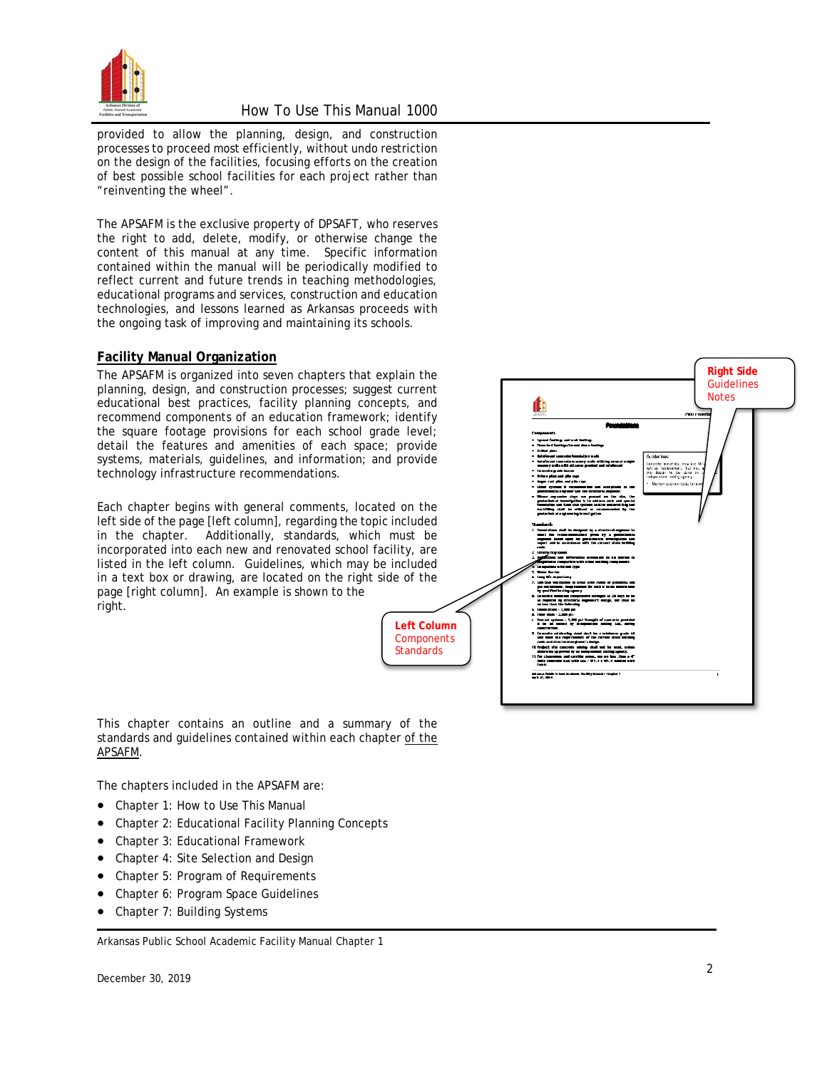provided to allow the planning, design, and construction processes to proceed most efficiently, without undo restriction on the design of the facilities, focusing efforts on the creation of best possible school facilities for each project rather than "reinventing the wheel".

The APSAFM is the exclusive property of DPSAFT, who reserves the right to add, delete, modify, or otherwise change the content of this manual at any time. Specific information contained within the manual will be periodically modified to reflect current and future trends in teaching methodologies, educational programs and services, construction and education technologies, and lessons learned as Arkansas proceeds with the ongoing task of improving and maintaining its schools.

## Facility Manual Organization

The APSAFM is organized into seven chapters that explain the planning, design, and construction processes; suggest current educational best practices, facility planning concepts, and recommend components of an education framework; identify the square footage provisions for each school grade level; detail the features and amenities of each space; provide systems, materials, guidelines, and information; and provide technology infrastructure recommendations.

Each chapter begins with general comments, located on the left side of the page [left column], regarding the topic included in the chapter. Additionally, standards, which must be incorporated into each new and renovated school facility, are listed in the left column. Guidelines, which may be included in a text box or drawing, are located on the right side of the page [right column]. An example is shown to the right.

**Right Side**
Guidelines
Notes

**Left Column**
Components
Standards

This chapter contains an outline and a summary of the standards and guidelines contained within each chapter of the APSAFM.

The chapters included in the APSAFM are:

- Chapter 1: How to Use This Manual
- Chapter 2: Educational Facility Planning Concepts
- Chapter 3: Educational Framework
- Chapter 4: Site Selection and Design
- Chapter 5: Program of Requirements
- Chapter 6: Program Space Guidelines
- Chapter 7: Building Systems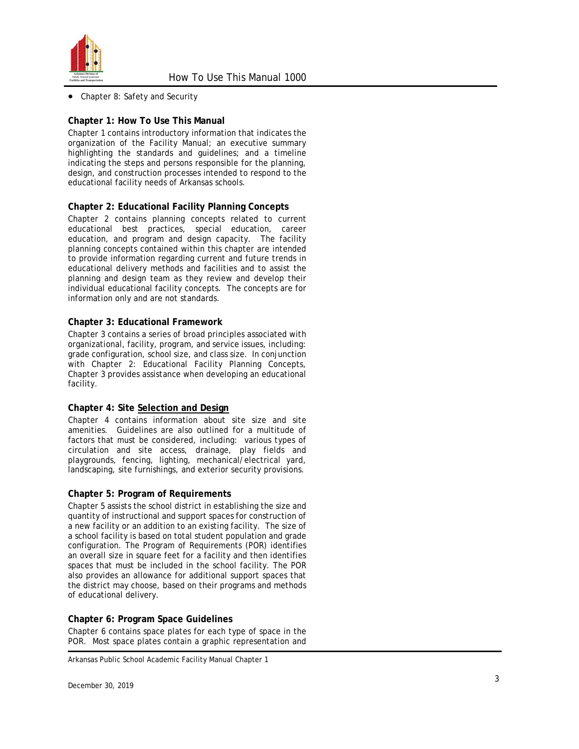- Chapter 8: Safety and Security

**Chapter 1: How To Use This Manual**

Chapter 1 contains introductory information that indicates the organization of the Facility Manual; an executive summary highlighting the standards and guidelines; and a timeline indicating the steps and persons responsible for the planning, design, and construction processes intended to respond to the educational facility needs of Arkansas schools.

**Chapter 2: Educational Facility Planning Concepts**

Chapter 2 contains planning concepts related to current educational best practices, special education, career education, and program and design capacity. The facility planning concepts contained within this chapter are intended to provide information regarding current and future trends in educational delivery methods and facilities and to assist the planning and design team as they review and develop their individual educational facility concepts. The concepts are for information only and are not standards.

**Chapter 3: Educational Framework**

Chapter 3 contains a series of broad principles associated with organizational, facility, program, and service issues, including: grade configuration, school size, and class size. In conjunction with Chapter 2: Educational Facility Planning Concepts, Chapter 3 provides assistance when developing an educational facility.

**Chapter 4: Site <u>Selection and Design</u>**

Chapter 4 contains information about site size and site amenities. Guidelines are also outlined for a multitude of factors that must be considered, including: various types of circulation and site access, drainage, play fields and playgrounds, fencing, lighting, mechanical/electrical yard, landscaping, site furnishings, and exterior security provisions.

**Chapter 5: Program of Requirements**

Chapter 5 assists the school district in establishing the size and quantity of instructional and support spaces for construction of a new facility or an addition to an existing facility. The size of a school facility is based on total student population and grade configuration. The Program of Requirements (POR) identifies an overall size in square feet for a facility and then identifies spaces that must be included in the school facility. The POR also provides an allowance for additional support spaces that the district may choose, based on their programs and methods of educational delivery.

**Chapter 6: Program Space Guidelines**

Chapter 6 contains space plates for each type of space in the POR. Most space plates contain a graphic representation and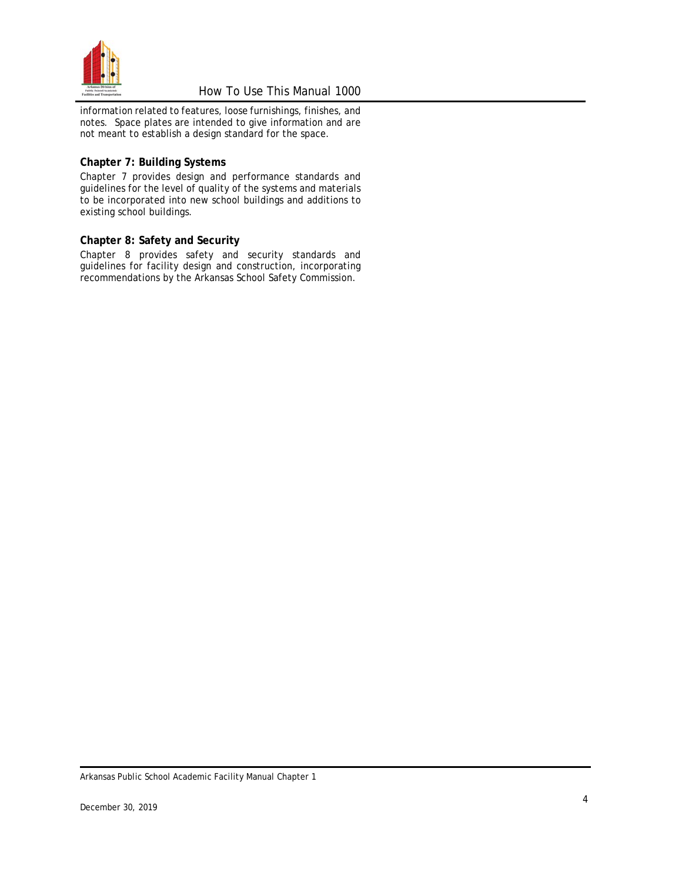information related to features, loose furnishings, finishes, and notes. Space plates are intended to give information and are not meant to establish a design standard for the space.

### Chapter 7: Building Systems

Chapter 7 provides design and performance standards and guidelines for the level of quality of the systems and materials to be incorporated into new school buildings and additions to existing school buildings.

### Chapter 8: Safety and Security

Chapter 8 provides safety and security standards and guidelines for facility design and construction, incorporating recommendations by the Arkansas School Safety Commission.